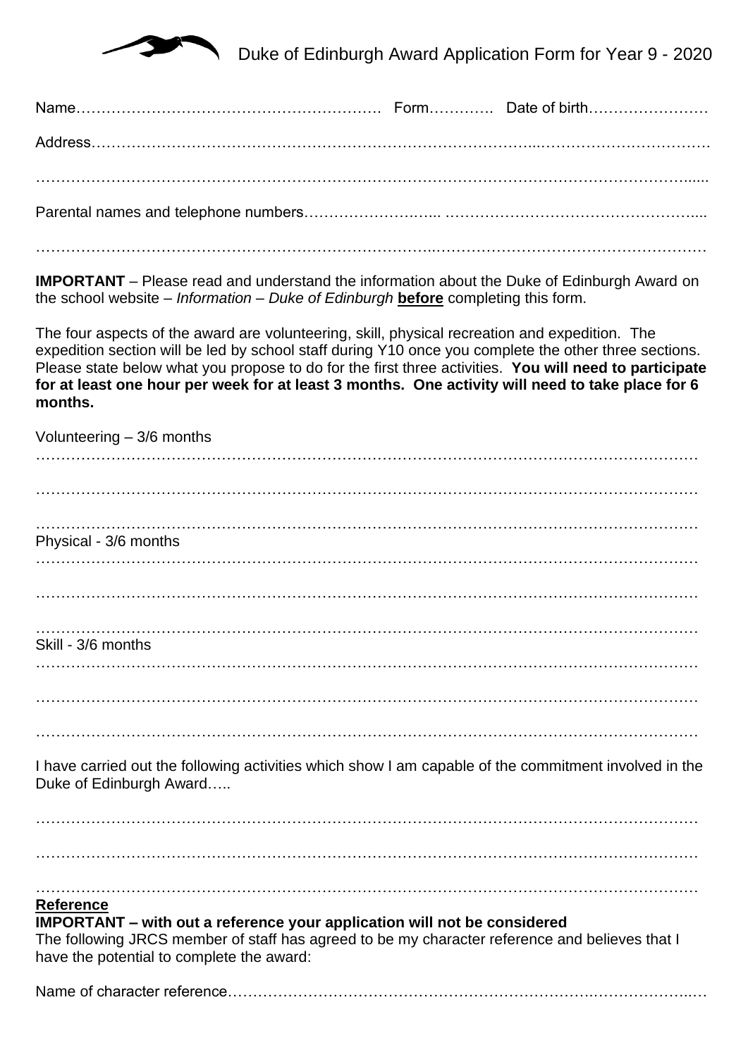# Duke of Edinburgh Award Application Form for Year 9 - 2020

Name………………………………………………………. Form…………. Date of birth……………………

Address…………………………………………………………………………..……………………………

……………………………………………………………………………………………………………......

Parental names and telephone numbers…………………….... ……………………………………………....

……………………………………………………………….……………………………………………

**IMPORTANT** – Please read and understand the information about the Duke of Edinburgh Award on the school website – *Information – Duke of Edinburgh* **before** completing this form.

The four aspects of the award are volunteering, skill, physical recreation and expedition. The expedition section will be led by school staff during Y10 once you complete the other three sections. Please state below what you propose to do for the first three activities. **You will need to participate for at least one hour per week for at least 3 months. One activity will need to take place for 6 months.**

Volunteering – 3/6 months

……………………………………………………………………………………………………………

……………………………………………………………………………………………………………

……………………………………………………………………………………………………………

Physical - 3/6 months

……………………………………………………………………………………………………………

……………………………………………………………………………………………………………

……………………………………………………………………………………………………………

Skill - 3/6 months

……………………………………………………………………………………………………………

……………………………………………………………………………………………………………

……………………………………………………………………………………………………………

I have carried out the following activities which show I am capable of the commitment involved in the Duke of Edinburgh Award…..

……………………………………………………………………………………………………………

……………………………………………………………………………………………………………

……………………………………………………………………………………………………………

**Reference**

**IMPORTANT – with out a reference your application will not be considered**

The following JRCS member of staff has agreed to be my character reference and believes that I have the potential to complete the award:

Name of character reference…………………………………………………………………….……………..…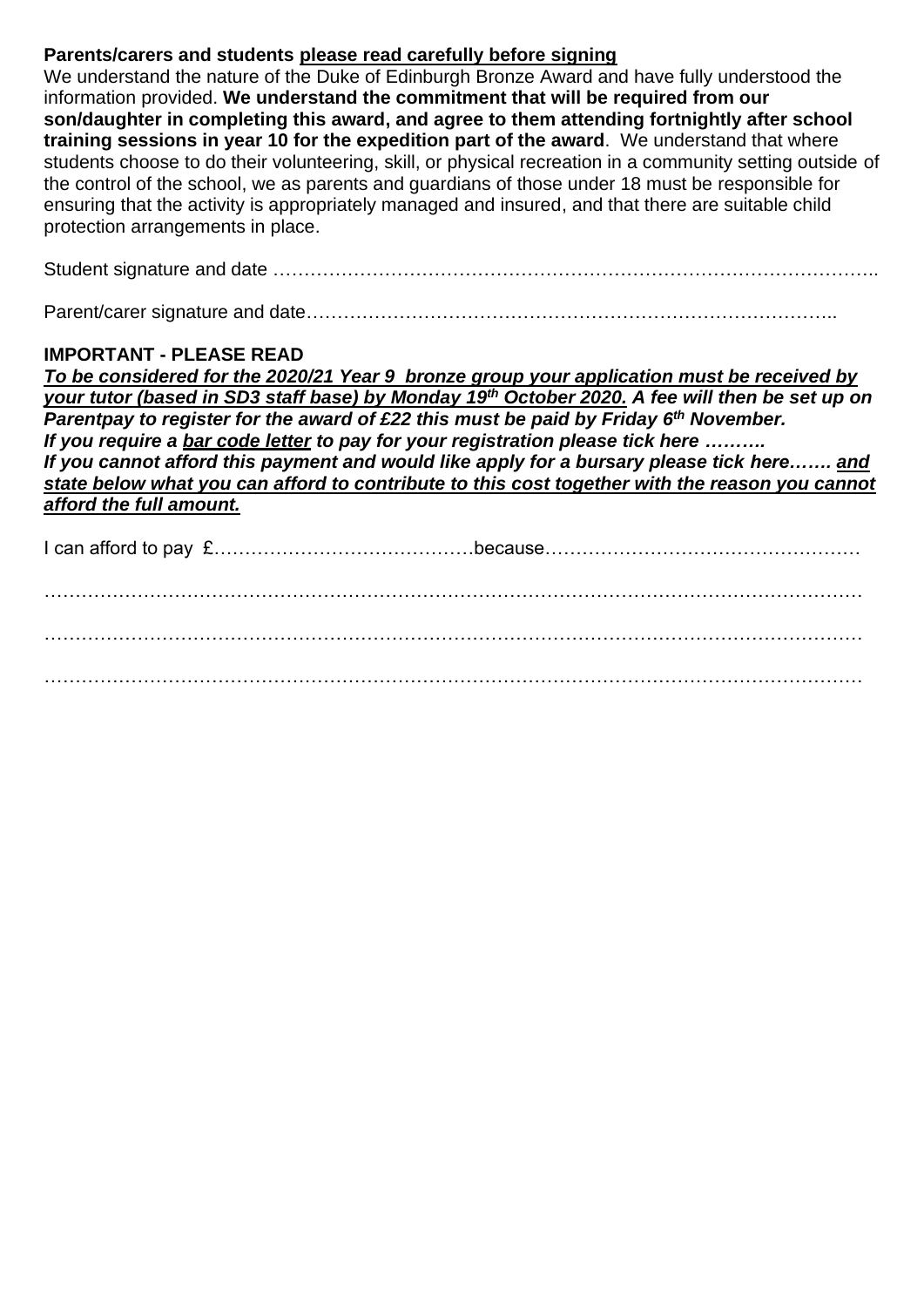**Parents/carers and students please read carefully before signing**

We understand the nature of the Duke of Edinburgh Bronze Award and have fully understood the information provided. **We understand the commitment that will be required from our son/daughter in completing this award, and agree to them attending fortnightly after school training sessions in year 10 for the expedition part of the award**. We understand that where students choose to do their volunteering, skill, or physical recreation in a community setting outside of the control of the school, we as parents and guardians of those under 18 must be responsible for ensuring that the activity is appropriately managed and insured, and that there are suitable child protection arrangements in place.

Student signature and date ………………………………………………………………………………..

Parent/carer signature and date…………………………………………………………………………..

**IMPORTANT - PLEASE READ**

***To be considered for the 2020/21 Year 9 bronze group your application must be received by your tutor (based in SD3 staff base) by Monday 19th October 2020. A fee will then be set up on Parentpay to register for the award of £22 this must be paid by Friday 6th November.***
***If you require a bar code letter to pay for your registration please tick here ……….***
***If you cannot afford this payment and would like apply for a bursary please tick here……. and state below what you can afford to contribute to this cost together with the reason you cannot afford the full amount.***

I can afford to pay £……………………………………because……………………………………………

………………………………………………………………………………………………………………

………………………………………………………………………………………………………………

………………………………………………………………………………………………………………